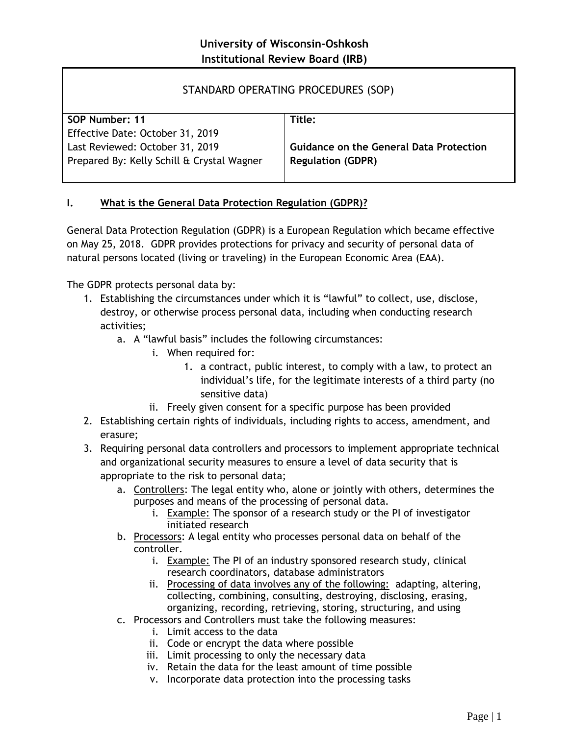**University of Wisconsin-Oshkosh**
**Institutional Review Board (IRB)**

| STANDARD OPERATING PROCEDURES (SOP) | |
|---|---|
| **SOP Number: 11**<br>Effective Date: October 31, 2019<br>Last Reviewed: October 31, 2019<br>Prepared By: Kelly Schill & Crystal Wagner | **Title:**<br><br>**Guidance on the General Data Protection Regulation (GDPR)** |

## I. What is the General Data Protection Regulation (GDPR)?

General Data Protection Regulation (GDPR) is a European Regulation which became effective on May 25, 2018. GDPR provides protections for privacy and security of personal data of natural persons located (living or traveling) in the European Economic Area (EAA).

The GDPR protects personal data by:

1. Establishing the circumstances under which it is "lawful" to collect, use, disclose, destroy, or otherwise process personal data, including when conducting research activities;
   a. A "lawful basis" includes the following circumstances:
      i. When required for:
         1. a contract, public interest, to comply with a law, to protect an individual's life, for the legitimate interests of a third party (no sensitive data)
      ii. Freely given consent for a specific purpose has been provided
2. Establishing certain rights of individuals, including rights to access, amendment, and erasure;
3. Requiring personal data controllers and processors to implement appropriate technical and organizational security measures to ensure a level of data security that is appropriate to the risk to personal data;
   a. Controllers: The legal entity who, alone or jointly with others, determines the purposes and means of the processing of personal data.
      i. Example: The sponsor of a research study or the PI of investigator initiated research
   b. Processors: A legal entity who processes personal data on behalf of the controller.
      i. Example: The PI of an industry sponsored research study, clinical research coordinators, database administrators
      ii. Processing of data involves any of the following: adapting, altering, collecting, combining, consulting, destroying, disclosing, erasing, organizing, recording, retrieving, storing, structuring, and using
   c. Processors and Controllers must take the following measures:
      i. Limit access to the data
      ii. Code or encrypt the data where possible
      iii. Limit processing to only the necessary data
      iv. Retain the data for the least amount of time possible
      v. Incorporate data protection into the processing tasks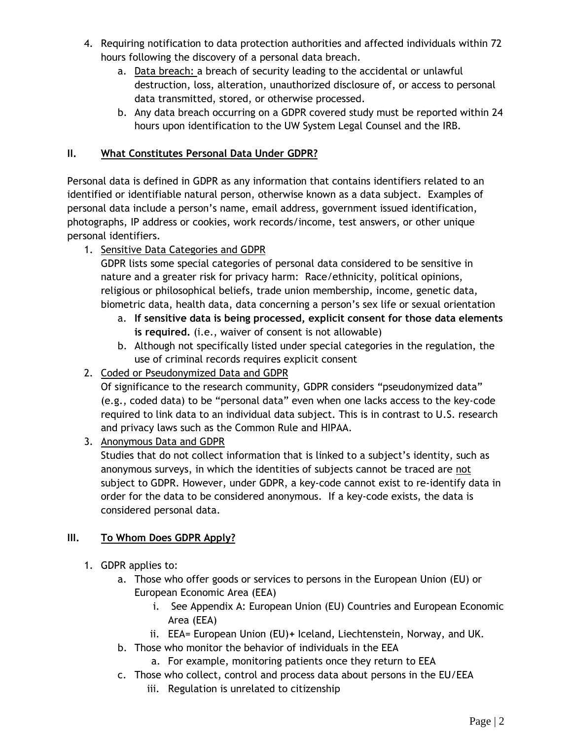4. Requiring notification to data protection authorities and affected individuals within 72 hours following the discovery of a personal data breach.
    a. Data breach: a breach of security leading to the accidental or unlawful destruction, loss, alteration, unauthorized disclosure of, or access to personal data transmitted, stored, or otherwise processed.
    b. Any data breach occurring on a GDPR covered study must be reported within 24 hours upon identification to the UW System Legal Counsel and the IRB.

## II. What Constitutes Personal Data Under GDPR?

Personal data is defined in GDPR as any information that contains identifiers related to an identified or identifiable natural person, otherwise known as a data subject. Examples of personal data include a person's name, email address, government issued identification, photographs, IP address or cookies, work records/income, test answers, or other unique personal identifiers.

1. Sensitive Data Categories and GDPR
   GDPR lists some special categories of personal data considered to be sensitive in nature and a greater risk for privacy harm: Race/ethnicity, political opinions, religious or philosophical beliefs, trade union membership, income, genetic data, biometric data, health data, data concerning a person's sex life or sexual orientation
    a. **If sensitive data is being processed, explicit consent for those data elements is required.** (i.e., waiver of consent is not allowable)
    b. Although not specifically listed under special categories in the regulation, the use of criminal records requires explicit consent
2. Coded or Pseudonymized Data and GDPR
   Of significance to the research community, GDPR considers "pseudonymized data" (e.g., coded data) to be "personal data" even when one lacks access to the key-code required to link data to an individual data subject. This is in contrast to U.S. research and privacy laws such as the Common Rule and HIPAA.
3. Anonymous Data and GDPR
   Studies that do not collect information that is linked to a subject's identity, such as anonymous surveys, in which the identities of subjects cannot be traced are not subject to GDPR. However, under GDPR, a key-code cannot exist to re-identify data in order for the data to be considered anonymous. If a key-code exists, the data is considered personal data.

## III. To Whom Does GDPR Apply?

1. GDPR applies to:
    a. Those who offer goods or services to persons in the European Union (EU) or European Economic Area (EEA)
        i. See Appendix A: European Union (EU) Countries and European Economic Area (EEA)
        ii. EEA= European Union (EU)+ Iceland, Liechtenstein, Norway, and UK.
    b. Those who monitor the behavior of individuals in the EEA
        a. For example, monitoring patients once they return to EEA
    c. Those who collect, control and process data about persons in the EU/EEA
        iii. Regulation is unrelated to citizenship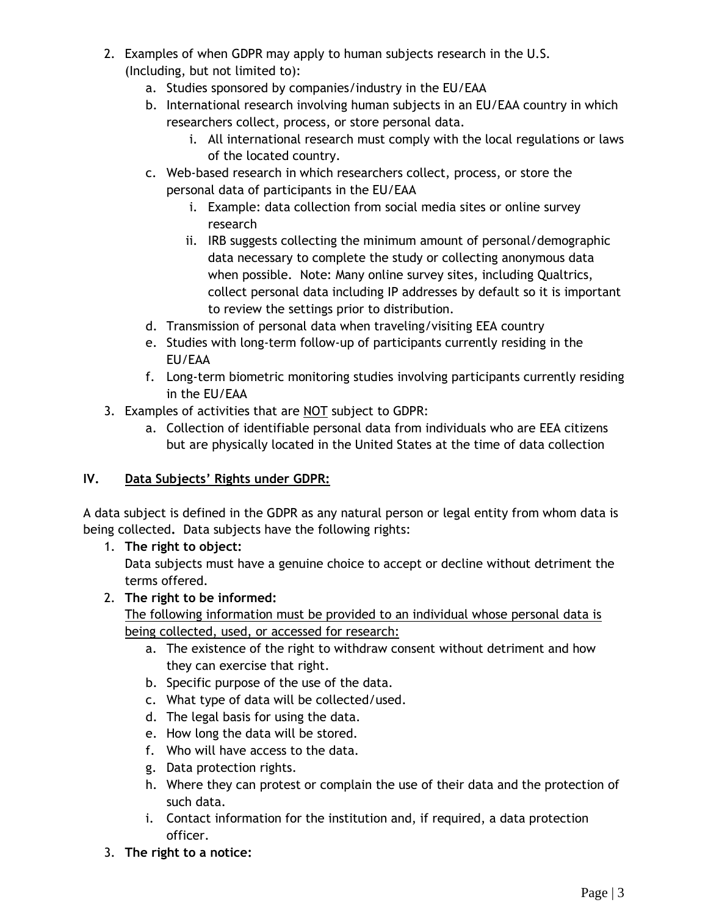2. Examples of when GDPR may apply to human subjects research in the U.S. (Including, but not limited to):
   a. Studies sponsored by companies/industry in the EU/EAA
   b. International research involving human subjects in an EU/EAA country in which researchers collect, process, or store personal data.
      i. All international research must comply with the local regulations or laws of the located country.
   c. Web-based research in which researchers collect, process, or store the personal data of participants in the EU/EAA
      i. Example: data collection from social media sites or online survey research
      ii. IRB suggests collecting the minimum amount of personal/demographic data necessary to complete the study or collecting anonymous data when possible. Note: Many online survey sites, including Qualtrics, collect personal data including IP addresses by default so it is important to review the settings prior to distribution.
   d. Transmission of personal data when traveling/visiting EEA country
   e. Studies with long-term follow-up of participants currently residing in the EU/EAA
   f. Long-term biometric monitoring studies involving participants currently residing in the EU/EAA
3. Examples of activities that are <u>NOT</u> subject to GDPR:
   a. Collection of identifiable personal data from individuals who are EEA citizens but are physically located in the United States at the time of data collection

## IV. <u>Data Subjects' Rights under GDPR:</u>

A data subject is defined in the GDPR as any natural person or legal entity from whom data is being collected**.** Data subjects have the following rights:

1. **The right to object:**
   Data subjects must have a genuine choice to accept or decline without detriment the terms offered.
2. **The right to be informed:**
   <u>The following information must be provided to an individual whose personal data is being collected, used, or accessed for research:</u>
   a. The existence of the right to withdraw consent without detriment and how they can exercise that right.
   b. Specific purpose of the use of the data.
   c. What type of data will be collected/used.
   d. The legal basis for using the data.
   e. How long the data will be stored.
   f. Who will have access to the data.
   g. Data protection rights.
   h. Where they can protest or complain the use of their data and the protection of such data.
   i. Contact information for the institution and, if required, a data protection officer.
3. **The right to a notice:**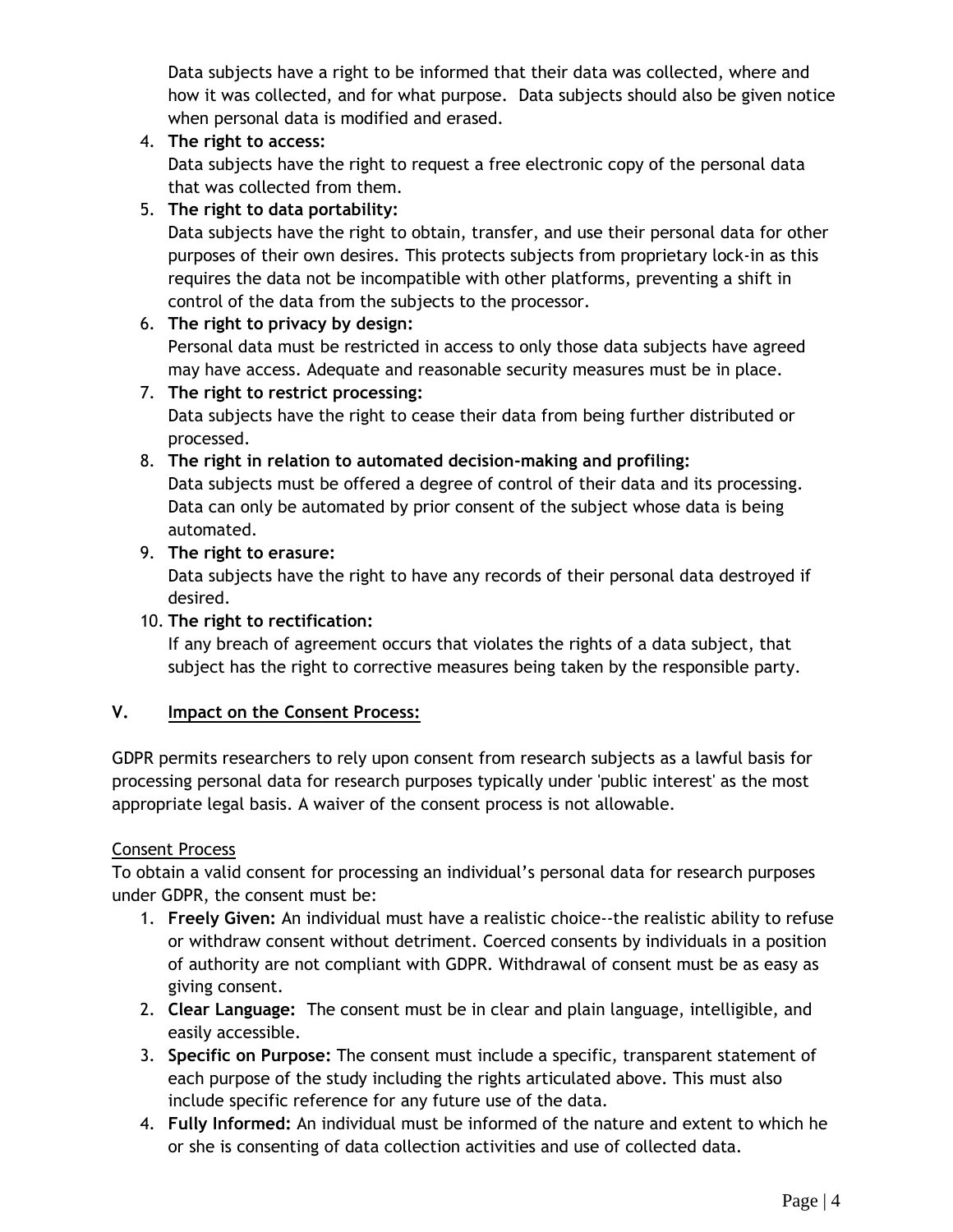Data subjects have a right to be informed that their data was collected, where and how it was collected, and for what purpose. Data subjects should also be given notice when personal data is modified and erased.

4. **The right to access:**
   Data subjects have the right to request a free electronic copy of the personal data that was collected from them.
5. **The right to data portability:**
   Data subjects have the right to obtain, transfer, and use their personal data for other purposes of their own desires. This protects subjects from proprietary lock-in as this requires the data not be incompatible with other platforms, preventing a shift in control of the data from the subjects to the processor.
6. **The right to privacy by design:**
   Personal data must be restricted in access to only those data subjects have agreed may have access. Adequate and reasonable security measures must be in place.
7. **The right to restrict processing:**
   Data subjects have the right to cease their data from being further distributed or processed.
8. **The right in relation to automated decision-making and profiling:**
   Data subjects must be offered a degree of control of their data and its processing. Data can only be automated by prior consent of the subject whose data is being automated.
9. **The right to erasure:**
   Data subjects have the right to have any records of their personal data destroyed if desired.
10. **The right to rectification:**
    If any breach of agreement occurs that violates the rights of a data subject, that subject has the right to corrective measures being taken by the responsible party.

## V. Impact on the Consent Process:

GDPR permits researchers to rely upon consent from research subjects as a lawful basis for processing personal data for research purposes typically under 'public interest' as the most appropriate legal basis. A waiver of the consent process is not allowable.

Consent Process

To obtain a valid consent for processing an individual's personal data for research purposes under GDPR, the consent must be:

1. **Freely Given:** An individual must have a realistic choice--the realistic ability to refuse or withdraw consent without detriment. Coerced consents by individuals in a position of authority are not compliant with GDPR. Withdrawal of consent must be as easy as giving consent.
2. **Clear Language:** The consent must be in clear and plain language, intelligible, and easily accessible.
3. **Specific on Purpose:** The consent must include a specific, transparent statement of each purpose of the study including the rights articulated above. This must also include specific reference for any future use of the data.
4. **Fully Informed:** An individual must be informed of the nature and extent to which he or she is consenting of data collection activities and use of collected data.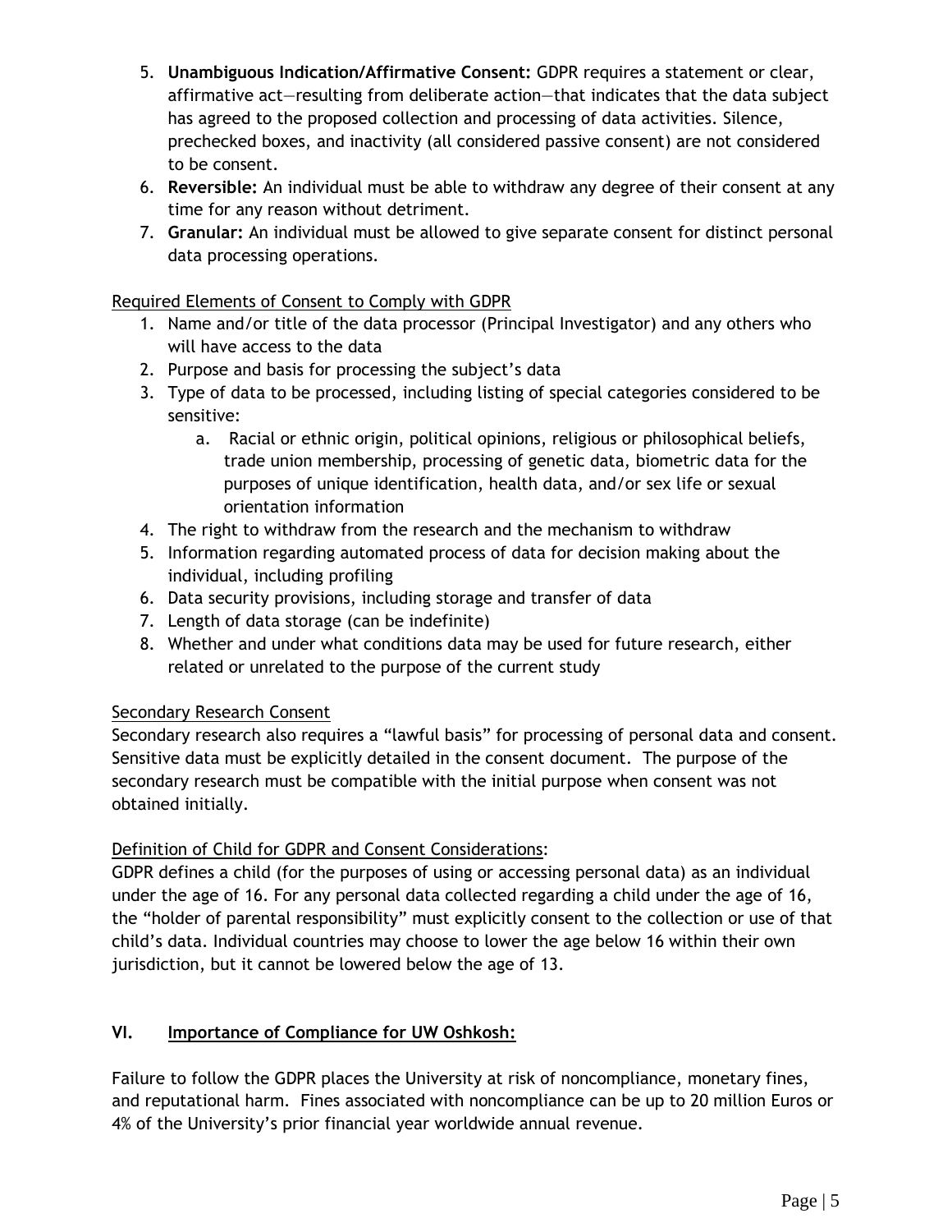5. **Unambiguous Indication/Affirmative Consent:** GDPR requires a statement or clear, affirmative act—resulting from deliberate action—that indicates that the data subject has agreed to the proposed collection and processing of data activities. Silence, prechecked boxes, and inactivity (all considered passive consent) are not considered to be consent.
6. **Reversible:** An individual must be able to withdraw any degree of their consent at any time for any reason without detriment.
7. **Granular:** An individual must be allowed to give separate consent for distinct personal data processing operations.

<u>Required Elements of Consent to Comply with GDPR</u>

1. Name and/or title of the data processor (Principal Investigator) and any others who will have access to the data
2. Purpose and basis for processing the subject's data
3. Type of data to be processed, including listing of special categories considered to be sensitive:
    a. Racial or ethnic origin, political opinions, religious or philosophical beliefs, trade union membership, processing of genetic data, biometric data for the purposes of unique identification, health data, and/or sex life or sexual orientation information
4. The right to withdraw from the research and the mechanism to withdraw
5. Information regarding automated process of data for decision making about the individual, including profiling
6. Data security provisions, including storage and transfer of data
7. Length of data storage (can be indefinite)
8. Whether and under what conditions data may be used for future research, either related or unrelated to the purpose of the current study

<u>Secondary Research Consent</u>

Secondary research also requires a "lawful basis" for processing of personal data and consent. Sensitive data must be explicitly detailed in the consent document. The purpose of the secondary research must be compatible with the initial purpose when consent was not obtained initially.

<u>Definition of Child for GDPR and Consent Considerations</u>:

GDPR defines a child (for the purposes of using or accessing personal data) as an individual under the age of 16. For any personal data collected regarding a child under the age of 16, the "holder of parental responsibility" must explicitly consent to the collection or use of that child's data. Individual countries may choose to lower the age below 16 within their own jurisdiction, but it cannot be lowered below the age of 13.

## VI. Importance of Compliance for UW Oshkosh:

Failure to follow the GDPR places the University at risk of noncompliance, monetary fines, and reputational harm. Fines associated with noncompliance can be up to 20 million Euros or 4% of the University's prior financial year worldwide annual revenue.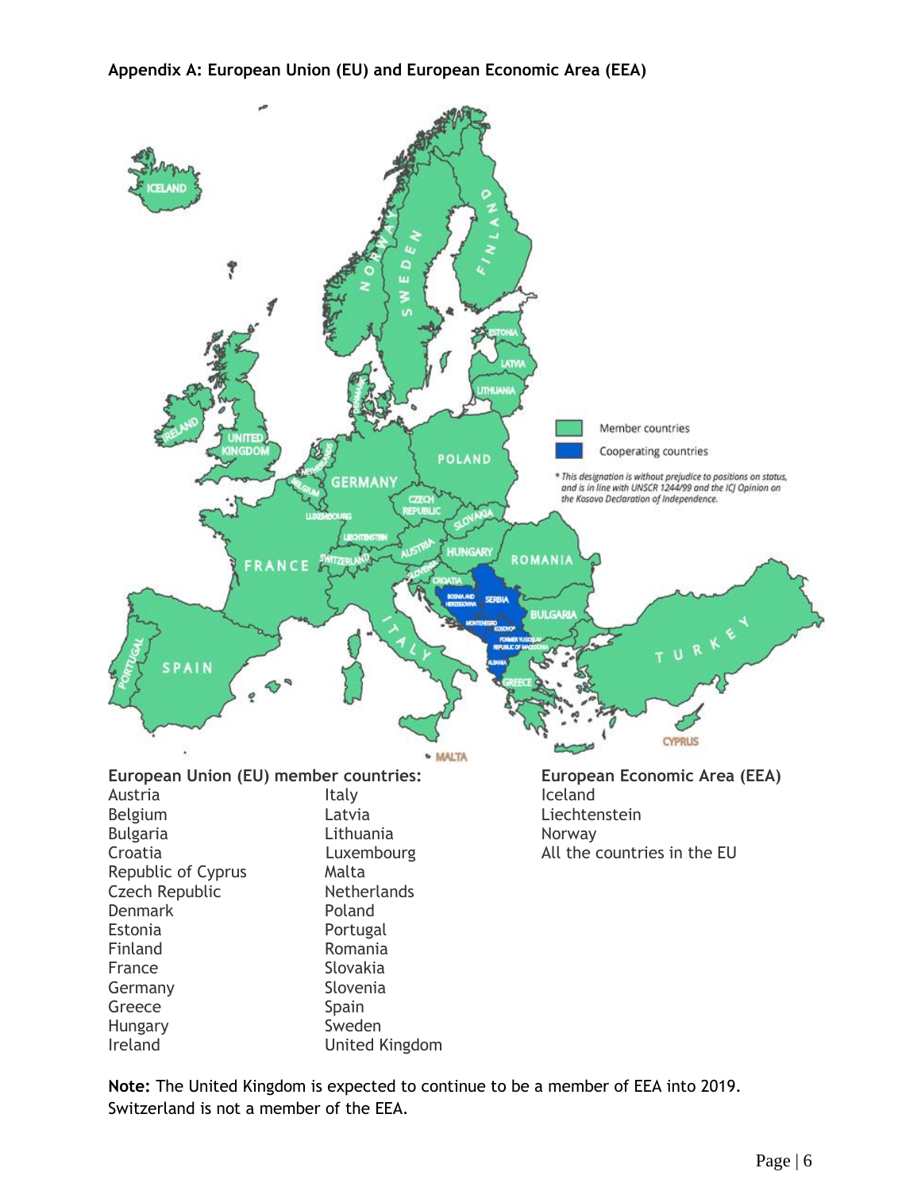**Appendix A: European Union (EU) and European Economic Area (EEA)**

**European Union (EU) member countries:**

- Austria
- Belgium
- Bulgaria
- Croatia
- Republic of Cyprus
- Czech Republic
- Denmark
- Estonia
- Finland
- France
- Germany
- Greece
- Hungary
- Ireland
- Italy
- Latvia
- Lithuania
- Luxembourg
- Malta
- Netherlands
- Poland
- Portugal
- Romania
- Slovakia
- Slovenia
- Spain
- Sweden
- United Kingdom

**European Economic Area (EEA)**

- Iceland
- Liechtenstein
- Norway
- All the countries in the EU

**Note:** The United Kingdom is expected to continue to be a member of EEA into 2019. Switzerland is not a member of the EEA.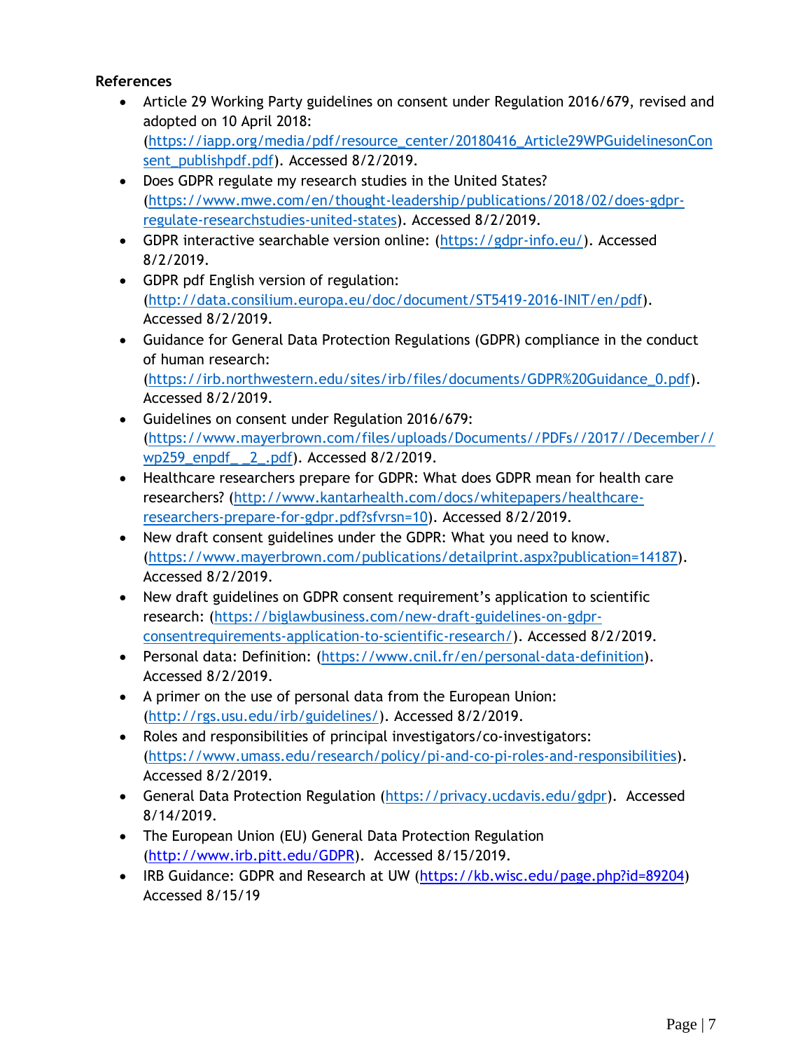**References**

- Article 29 Working Party guidelines on consent under Regulation 2016/679, revised and adopted on 10 April 2018: (https://iapp.org/media/pdf/resource_center/20180416_Article29WPGuidelinesonConsent_publishpdf.pdf). Accessed 8/2/2019.
- Does GDPR regulate my research studies in the United States? (https://www.mwe.com/en/thought-leadership/publications/2018/02/does-gdpr-regulate-researchstudies-united-states). Accessed 8/2/2019.
- GDPR interactive searchable version online: (https://gdpr-info.eu/). Accessed 8/2/2019.
- GDPR pdf English version of regulation: (http://data.consilium.europa.eu/doc/document/ST5419-2016-INIT/en/pdf). Accessed 8/2/2019.
- Guidance for General Data Protection Regulations (GDPR) compliance in the conduct of human research: (https://irb.northwestern.edu/sites/irb/files/documents/GDPR%20Guidance_0.pdf). Accessed 8/2/2019.
- Guidelines on consent under Regulation 2016/679: (https://www.mayerbrown.com/files/uploads/Documents//PDFs//2017//December//wp259_enpdf__2_.pdf). Accessed 8/2/2019.
- Healthcare researchers prepare for GDPR: What does GDPR mean for health care researchers? (http://www.kantarhealth.com/docs/whitepapers/healthcare-researchers-prepare-for-gdpr.pdf?sfvrsn=10). Accessed 8/2/2019.
- New draft consent guidelines under the GDPR: What you need to know. (https://www.mayerbrown.com/publications/detailprint.aspx?publication=14187). Accessed 8/2/2019.
- New draft guidelines on GDPR consent requirement's application to scientific research: (https://biglawbusiness.com/new-draft-guidelines-on-gdpr-consentrequirements-application-to-scientific-research/). Accessed 8/2/2019.
- Personal data: Definition: (https://www.cnil.fr/en/personal-data-definition). Accessed 8/2/2019.
- A primer on the use of personal data from the European Union: (http://rgs.usu.edu/irb/guidelines/). Accessed 8/2/2019.
- Roles and responsibilities of principal investigators/co-investigators: (https://www.umass.edu/research/policy/pi-and-co-pi-roles-and-responsibilities). Accessed 8/2/2019.
- General Data Protection Regulation (https://privacy.ucdavis.edu/gdpr). Accessed 8/14/2019.
- The European Union (EU) General Data Protection Regulation (http://www.irb.pitt.edu/GDPR). Accessed 8/15/2019.
- IRB Guidance: GDPR and Research at UW (https://kb.wisc.edu/page.php?id=89204) Accessed 8/15/19